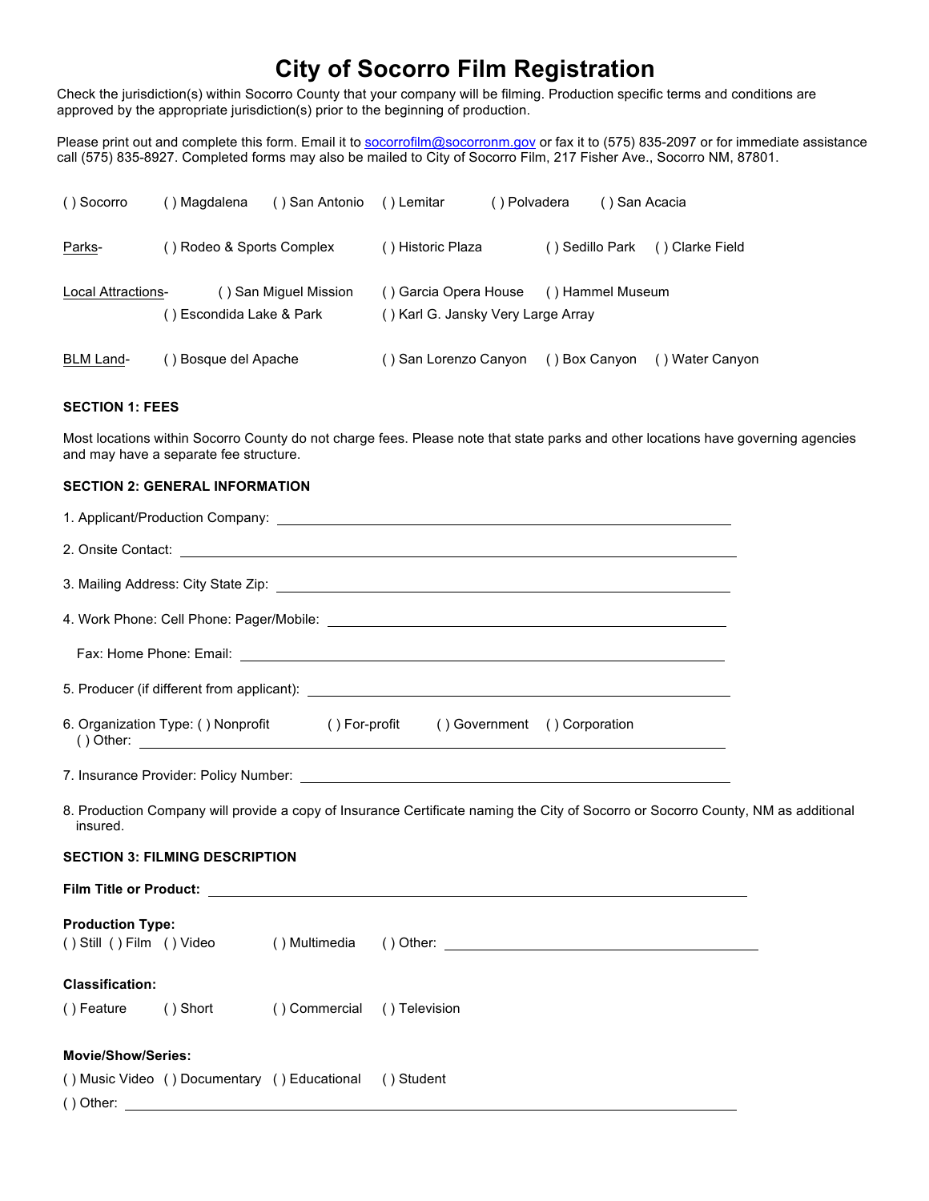# City of Socorro Film Registration

Check the jurisdiction(s) within Socorro County that your company will be filming. Production specific terms and conditions are approved by the appropriate jurisdiction(s) prior to the beginning of production.

Please print out and complete this form. Email it to socorrofilm@socorronm.gov or fax it to (575) 835-2097 or for immediate assistance call (575) 835-8927. Completed forms may also be mailed to City of Socorro Film, 217 Fisher Ave., Socorro NM, 87801.

( ) Socorro ( ) Magdalena ( ) San Antonio ( ) Lemitar ( ) Polvadera ( ) San Acacia

Parks- ( ) Rodeo & Sports Complex ( ) Historic Plaza ( ) Sedillo Park ( ) Clarke Field

Local Attractions- ( ) San Miguel Mission ( ) Garcia Opera House ( ) Hammel Museum ( ) Escondida Lake & Park ( ) Karl G. Jansky Very Large Array

BLM Land- ( ) Bosque del Apache ( ) San Lorenzo Canyon ( ) Box Canyon ( ) Water Canyon

**SECTION 1: FEES**

Most locations within Socorro County do not charge fees. Please note that state parks and other locations have governing agencies and may have a separate fee structure.

**SECTION 2: GENERAL INFORMATION**

1. Applicant/Production Company: ______________________________

2. Onsite Contact: ______________________________

3. Mailing Address: City State Zip: ______________________________

4. Work Phone: Cell Phone: Pager/Mobile: ______________________________

   Fax: Home Phone: Email: ______________________________

5. Producer (if different from applicant): ______________________________

6. Organization Type: ( ) Nonprofit ( ) For-profit ( ) Government ( ) Corporation
   ( ) Other: ______________________________

7. Insurance Provider: Policy Number: ______________________________

8. Production Company will provide a copy of Insurance Certificate naming the City of Socorro or Socorro County, NM as additional insured.

**SECTION 3: FILMING DESCRIPTION**

**Film Title or Product:** ______________________________

**Production Type:**
( ) Still ( ) Film ( ) Video ( ) Multimedia ( ) Other: ______________________________

**Classification:**
( ) Feature ( ) Short ( ) Commercial ( ) Television

**Movie/Show/Series:**
( ) Music Video ( ) Documentary ( ) Educational ( ) Student
( ) Other: ______________________________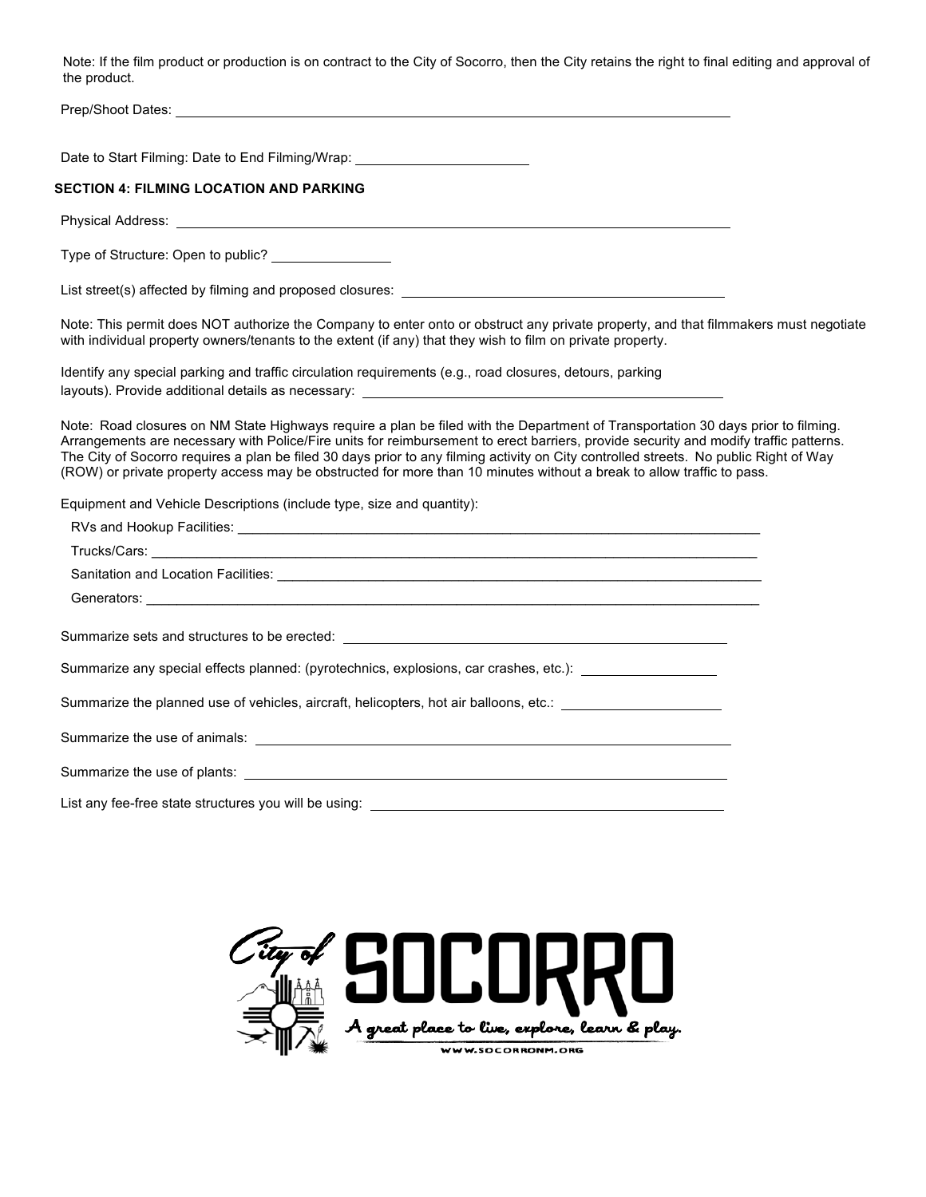Note: If the film product or production is on contract to the City of Socorro, then the City retains the right to final editing and approval of the product.

Prep/Shoot Dates: ______________________________

Date to Start Filming: Date to End Filming/Wrap: ______________________________

**SECTION 4: FILMING LOCATION AND PARKING**

Physical Address: ______________________________

Type of Structure: Open to public? ______________________________

List street(s) affected by filming and proposed closures: ______________________________

Note: This permit does NOT authorize the Company to enter onto or obstruct any private property, and that filmmakers must negotiate with individual property owners/tenants to the extent (if any) that they wish to film on private property.

Identify any special parking and traffic circulation requirements (e.g., road closures, detours, parking layouts). Provide additional details as necessary: ______________________________

Note: Road closures on NM State Highways require a plan be filed with the Department of Transportation 30 days prior to filming. Arrangements are necessary with Police/Fire units for reimbursement to erect barriers, provide security and modify traffic patterns. The City of Socorro requires a plan be filed 30 days prior to any filming activity on City controlled streets. No public Right of Way (ROW) or private property access may be obstructed for more than 10 minutes without a break to allow traffic to pass.

Equipment and Vehicle Descriptions (include type, size and quantity):

RVs and Hookup Facilities: ______________________________

Trucks/Cars: ______________________________

Sanitation and Location Facilities: ______________________________

Generators: ______________________________

Summarize sets and structures to be erected: ______________________________

Summarize any special effects planned: (pyrotechnics, explosions, car crashes, etc.): ______________________________

Summarize the planned use of vehicles, aircraft, helicopters, hot air balloons, etc.: ______________________________

Summarize the use of animals: ______________________________

Summarize the use of plants: ______________________________

List any fee-free state structures you will be using: ______________________________

City of SOCORRO

A great place to live, explore, learn & play.

WWW.SOCORRONM.ORG